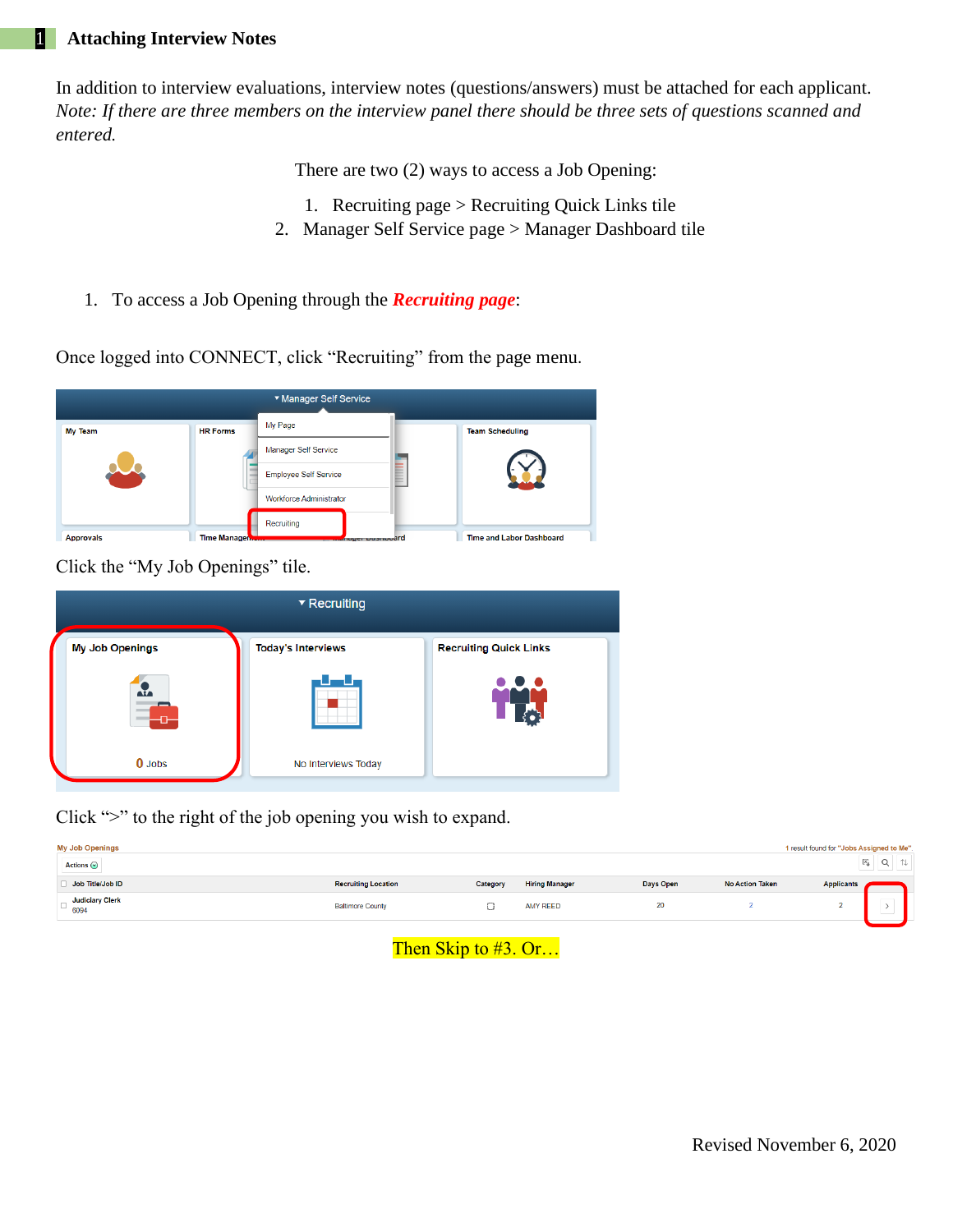# 1 Attaching Interview Notes

In addition to interview evaluations, interview notes (questions/answers) must be attached for each applicant. *Note: If there are three members on the interview panel there should be three sets of questions scanned and entered.*

There are two (2) ways to access a Job Opening:

1. Recruiting page > Recruiting Quick Links tile
2. Manager Self Service page > Manager Dashboard tile

1. To access a Job Opening through the ***Recruiting page***:

Once logged into CONNECT, click "Recruiting" from the page menu.

Click the "My Job Openings" tile.

Click ">" to the right of the job opening you wish to expand.

Then Skip to #3. Or…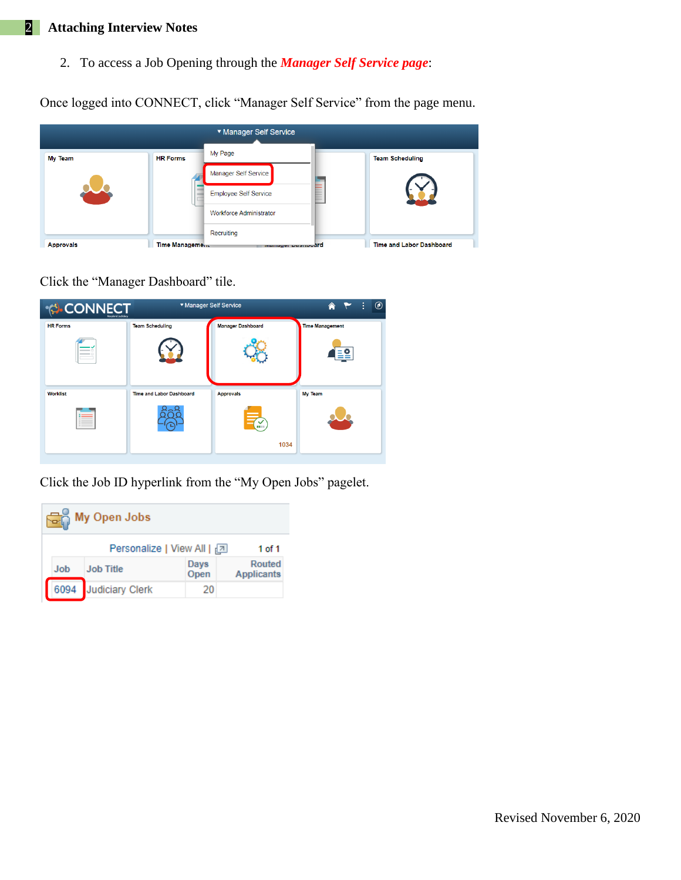## Attaching Interview Notes

2. To access a Job Opening through the ***Manager Self Service page***:

Once logged into CONNECT, click “Manager Self Service” from the page menu.

Click the “Manager Dashboard” tile.

Click the Job ID hyperlink from the “My Open Jobs” pagelet.

Revised November 6, 2020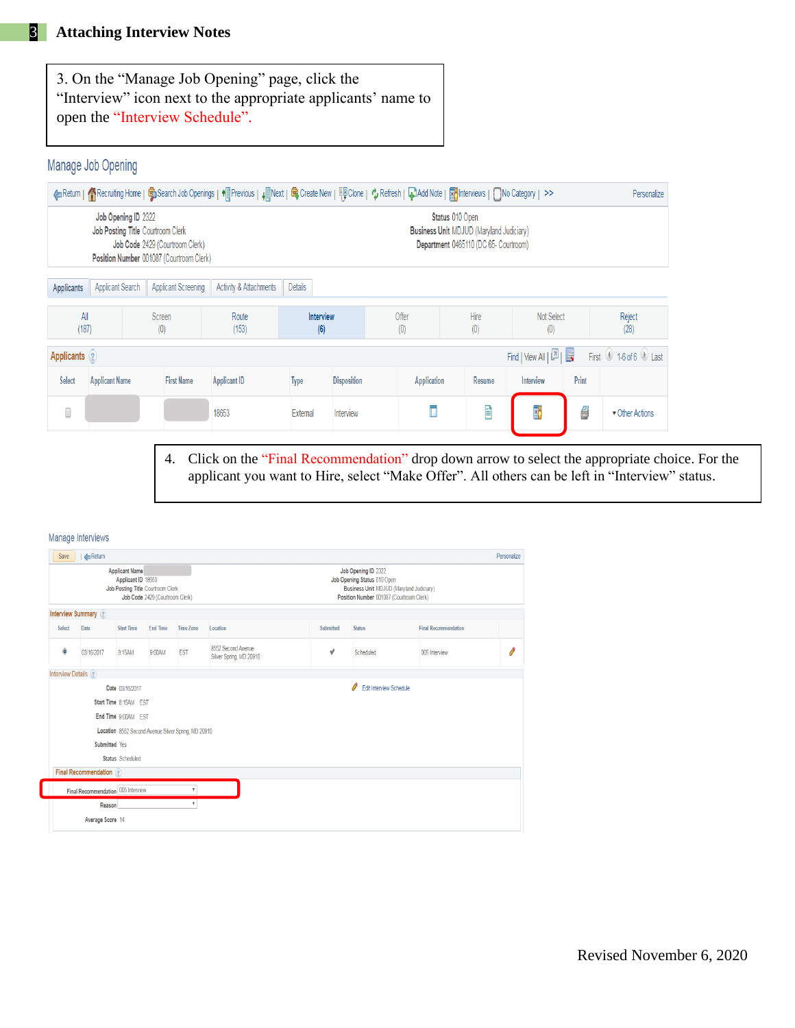# 3 Attaching Interview Notes

3. On the "Manage Job Opening" page, click the "Interview" icon next to the appropriate applicants' name to open the "Interview Schedule".

Manage Job Opening

Return | Recruiting Home | Search Job Openings | Previous | Next | Create New | Clone | Refresh | Add Note | Interviews | No Category | >> Personalize

Job Opening ID 2322
Job Posting Title Courtroom Clerk
Job Code 2429 (Courtroom Clerk)
Position Number 001087 (Courtroom Clerk)

Status 010 Open
Business Unit MDJUD (Maryland Judiciary)
Department 0465110 (DC 65- Courtroom)

Applicants | Applicant Search | Applicant Screening | Activity & Attachments | Details

| All | Screen | Route | Interview | Offer | Hire | Not Select | Reject |
|---|---|---|---|---|---|---|---|
| (187) | (0) | (153) | (6) | (0) | (0) | (0) | (28) |

Applicants — Find | View All | First 1-6 of 6 Last

| Select | Applicant Name | First Name | Applicant ID | Type | Disposition | Application | Resume | Interview | Print | |
|---|---|---|---|---|---|---|---|---|---|---|
| | | | 18653 | External | Interview | | | | | Other Actions |

4. Click on the "Final Recommendation" drop down arrow to select the appropriate choice. For the applicant you want to Hire, select "Make Offer". All others can be left in "Interview" status.

Manage Interviews

Save | Return Personalize

Applicant Name
Applicant ID 18653
Job Posting Title Courtroom Clerk
Job Code 2429 (Courtroom Clerk)

Job Opening ID 2322
Job Opening Status 010 Open
Business Unit MDJUD (Maryland Judiciary)
Position Number 001087 (Courtroom Clerk)

Interview Summary

| Select | Date | Start Time | End Time | Time Zone | Location | Submitted | Status | Final Recommendation |
|---|---|---|---|---|---|---|---|---|
| ● | 03/16/2017 | 8:15AM | 9:00AM | EST | 8552 Second Avenue Silver Spring, MD 20910 | ✔ | Scheduled | 005 Interview |

Interview Details

Date 03/16/2017
Start Time 8:15AM EST
End Time 9:00AM EST
Location 8552 Second Avenue Silver Spring, MD 20910
Submitted Yes
Status Scheduled

Edit Interview Schedule

Final Recommendation

Final Recommendation 005 Interview
Reason
Average Score 14

Revised November 6, 2020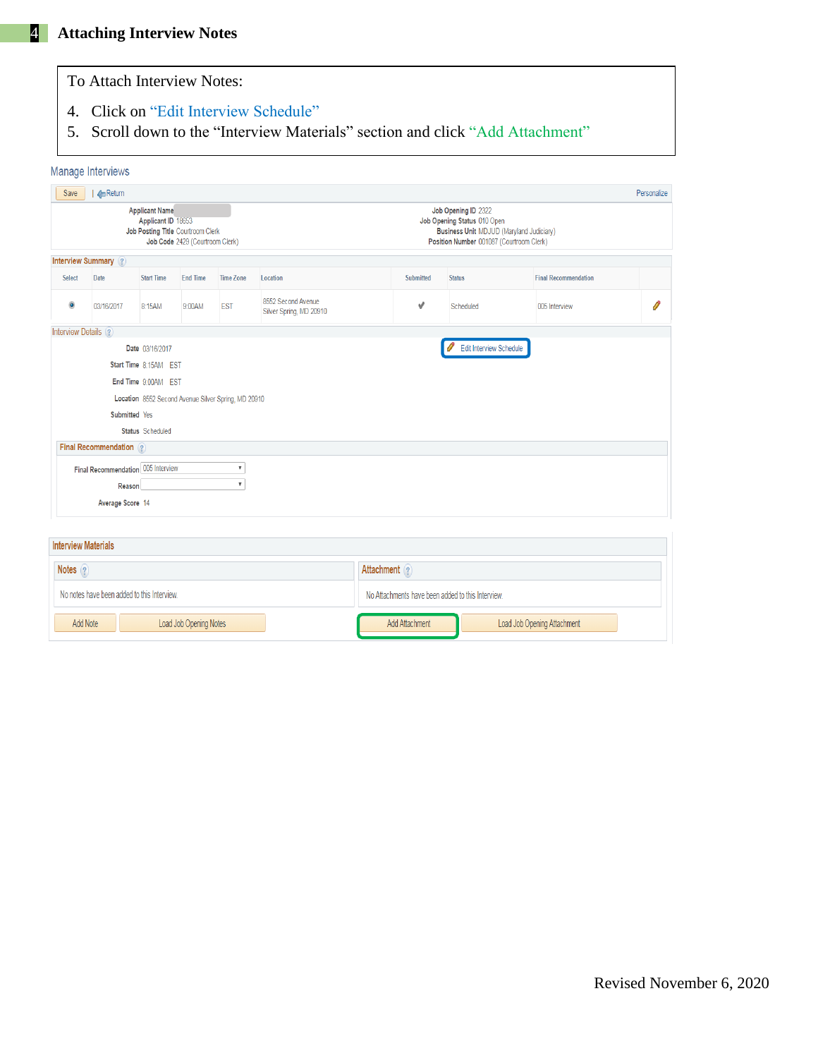# 4 Attaching Interview Notes

To Attach Interview Notes:

4. Click on "Edit Interview Schedule"
5. Scroll down to the "Interview Materials" section and click "Add Attachment"

Manage Interviews

Save | Return Personalize

Applicant Name
Applicant ID 18653
Job Posting Title Courtroom Clerk
Job Code 2429 (Courtroom Clerk)

Job Opening ID 2322
Job Opening Status 010 Open
Business Unit MDJUD (Maryland Judiciary)
Position Number 001087 (Courtroom Clerk)

Interview Summary

| Select | Date | Start Time | End Time | Time Zone | Location | Submitted | Status | Final Recommendation |
|---|---|---|---|---|---|---|---|---|
| ◉ | 03/16/2017 | 8:15AM | 9:00AM | EST | 8552 Second Avenue Silver Spring, MD 20910 | ✔ | Scheduled | 005 Interview |

Interview Details

Edit Interview Schedule

Date 03/16/2017
Start Time 8:15AM EST
End Time 9:00AM EST
Location 8552 Second Avenue Silver Spring, MD 20910
Submitted Yes
Status Scheduled

Final Recommendation

Final Recommendation 005 Interview
Reason
Average Score 14

Interview Materials

Notes
No notes have been added to this Interview.
Add Note | Load Job Opening Notes

Attachment
No Attachments have been added to this Interview.
Add Attachment | Load Job Opening Attachment

Revised November 6, 2020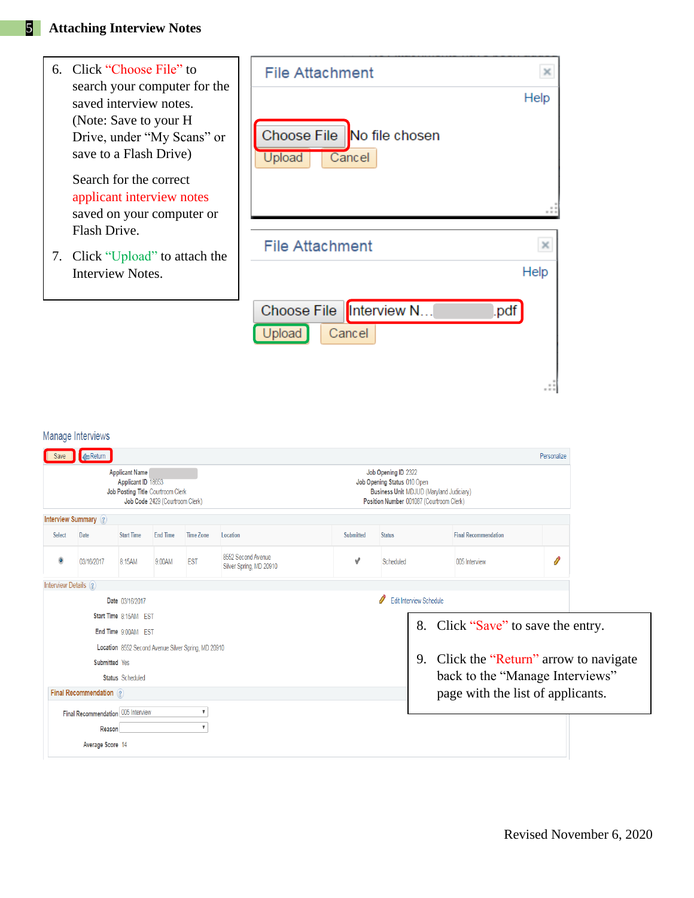# 5 Attaching Interview Notes

6. Click "Choose File" to search your computer for the saved interview notes. (Note: Save to your H Drive, under "My Scans" or save to a Flash Drive)

   Search for the correct applicant interview notes saved on your computer or Flash Drive.

7. Click "Upload" to attach the Interview Notes.

File Attachment

Help

Choose File No file chosen

Upload Cancel

File Attachment

Help

Choose File Interview N... .pdf

Upload Cancel

Manage Interviews

Save Return Personalize

Applicant Name
Applicant ID 18053
Job Posting Title Courtroom Clerk
Job Code 2429 (Courtroom Clerk)

Job Opening ID 2322
Job Opening Status 010 Open
Business Unit MDJUD (Maryland Judiciary)
Position Number 001087 (Courtroom Clerk)

Interview Summary

| Select | Date | Start Time | End Time | Time Zone | Location | Submitted | Status | Final Recommendation |
|---|---|---|---|---|---|---|---|---|
| ● | 03/16/2017 | 8:15AM | 9:00AM | EST | 8552 Second Avenue Silver Spring, MD 20910 | ✓ | Scheduled | 005 Interview |

Interview Details

Date 03/16/2017

Edit Interview Schedule

Start Time 8:15AM EST

End Time 9:00AM EST

Location 8552 Second Avenue Silver Spring, MD 20910

Submitted Yes

Status Scheduled

Final Recommendation

Final Recommendation 005 Interview

Reason

Average Score 14

8. Click "Save" to save the entry.

9. Click the "Return" arrow to navigate back to the "Manage Interviews" page with the list of applicants.

Revised November 6, 2020